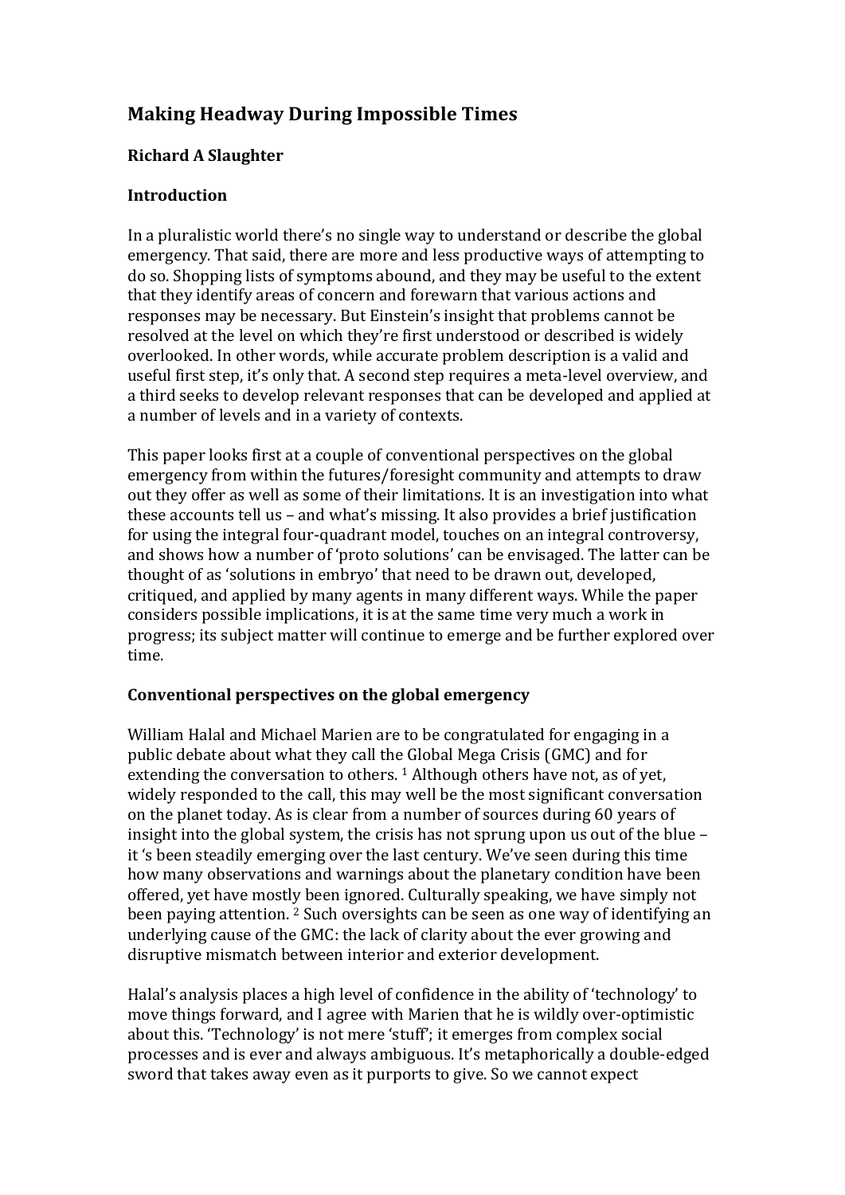# Making Headway During Impossible Times

**Richard A Slaughter**

## Introduction

In a pluralistic world there's no single way to understand or describe the global emergency. That said, there are more and less productive ways of attempting to do so. Shopping lists of symptoms abound, and they may be useful to the extent that they identify areas of concern and forewarn that various actions and responses may be necessary. But Einstein's insight that problems cannot be resolved at the level on which they're first understood or described is widely overlooked. In other words, while accurate problem description is a valid and useful first step, it's only that. A second step requires a meta-level overview, and a third seeks to develop relevant responses that can be developed and applied at a number of levels and in a variety of contexts.

This paper looks first at a couple of conventional perspectives on the global emergency from within the futures/foresight community and attempts to draw out they offer as well as some of their limitations. It is an investigation into what these accounts tell us – and what's missing. It also provides a brief justification for using the integral four-quadrant model, touches on an integral controversy, and shows how a number of 'proto solutions' can be envisaged. The latter can be thought of as 'solutions in embryo' that need to be drawn out, developed, critiqued, and applied by many agents in many different ways. While the paper considers possible implications, it is at the same time very much a work in progress; its subject matter will continue to emerge and be further explored over time.

## Conventional perspectives on the global emergency

William Halal and Michael Marien are to be congratulated for engaging in a public debate about what they call the Global Mega Crisis (GMC) and for extending the conversation to others. [1] Although others have not, as of yet, widely responded to the call, this may well be the most significant conversation on the planet today. As is clear from a number of sources during 60 years of insight into the global system, the crisis has not sprung upon us out of the blue – it 's been steadily emerging over the last century. We've seen during this time how many observations and warnings about the planetary condition have been offered, yet have mostly been ignored. Culturally speaking, we have simply not been paying attention. [2] Such oversights can be seen as one way of identifying an underlying cause of the GMC: the lack of clarity about the ever growing and disruptive mismatch between interior and exterior development.

Halal's analysis places a high level of confidence in the ability of 'technology' to move things forward, and I agree with Marien that he is wildly over-optimistic about this. 'Technology' is not mere 'stuff'; it emerges from complex social processes and is ever and always ambiguous. It's metaphorically a double-edged sword that takes away even as it purports to give. So we cannot expect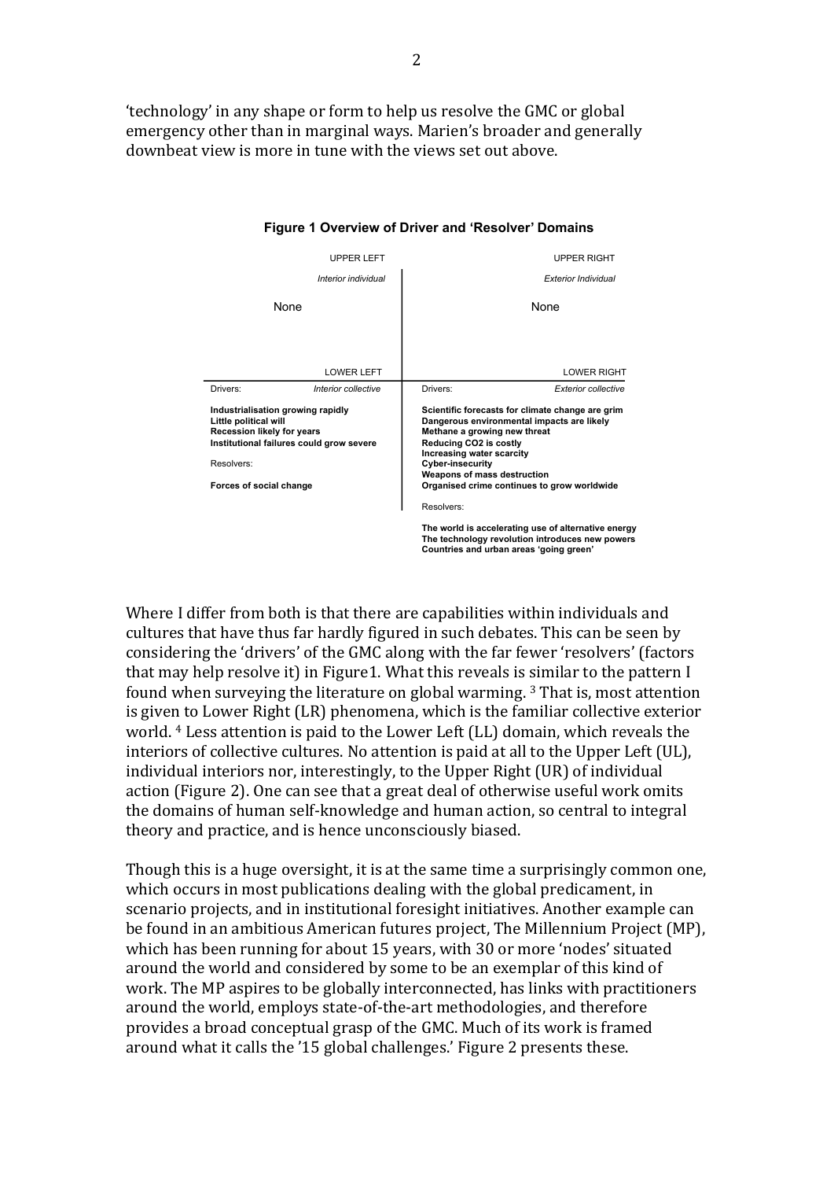'technology' in any shape or form to help us resolve the GMC or global emergency other than in marginal ways. Marien's broader and generally downbeat view is more in tune with the views set out above.

**Figure 1 Overview of Driver and 'Resolver' Domains**

| UPPER LEFT *Interior individual* | UPPER RIGHT *Exterior Individual* |
|---|---|
| None | None |
| **LOWER LEFT** *Interior collective* | **LOWER RIGHT** *Exterior collective* |
| Drivers:<br>**Industrialisation growing rapidly**<br>**Little political will**<br>**Recession likely for years**<br>**Institutional failures could grow severe**<br><br>Resolvers:<br>**Forces of social change** | Drivers:<br>**Scientific forecasts for climate change are grim**<br>**Dangerous environmental impacts are likely**<br>**Methane a growing new threat**<br>**Reducing CO2 is costly**<br>**Increasing water scarcity**<br>**Cyber-insecurity**<br>**Weapons of mass destruction**<br>**Organised crime continues to grow worldwide**<br><br>Resolvers:<br>**The world is accelerating use of alternative energy**<br>**The technology revolution introduces new powers**<br>**Countries and urban areas 'going green'** |

Where I differ from both is that there are capabilities within individuals and cultures that have thus far hardly figured in such debates. This can be seen by considering the 'drivers' of the GMC along with the far fewer 'resolvers' (factors that may help resolve it) in Figure1. What this reveals is similar to the pattern I found when surveying the literature on global warming. [3] That is, most attention is given to Lower Right (LR) phenomena, which is the familiar collective exterior world. [4] Less attention is paid to the Lower Left (LL) domain, which reveals the interiors of collective cultures. No attention is paid at all to the Upper Left (UL), individual interiors nor, interestingly, to the Upper Right (UR) of individual action (Figure 2). One can see that a great deal of otherwise useful work omits the domains of human self-knowledge and human action, so central to integral theory and practice, and is hence unconsciously biased.

Though this is a huge oversight, it is at the same time a surprisingly common one, which occurs in most publications dealing with the global predicament, in scenario projects, and in institutional foresight initiatives. Another example can be found in an ambitious American futures project, The Millennium Project (MP), which has been running for about 15 years, with 30 or more 'nodes' situated around the world and considered by some to be an exemplar of this kind of work. The MP aspires to be globally interconnected, has links with practitioners around the world, employs state-of-the-art methodologies, and therefore provides a broad conceptual grasp of the GMC. Much of its work is framed around what it calls the '15 global challenges.' Figure 2 presents these.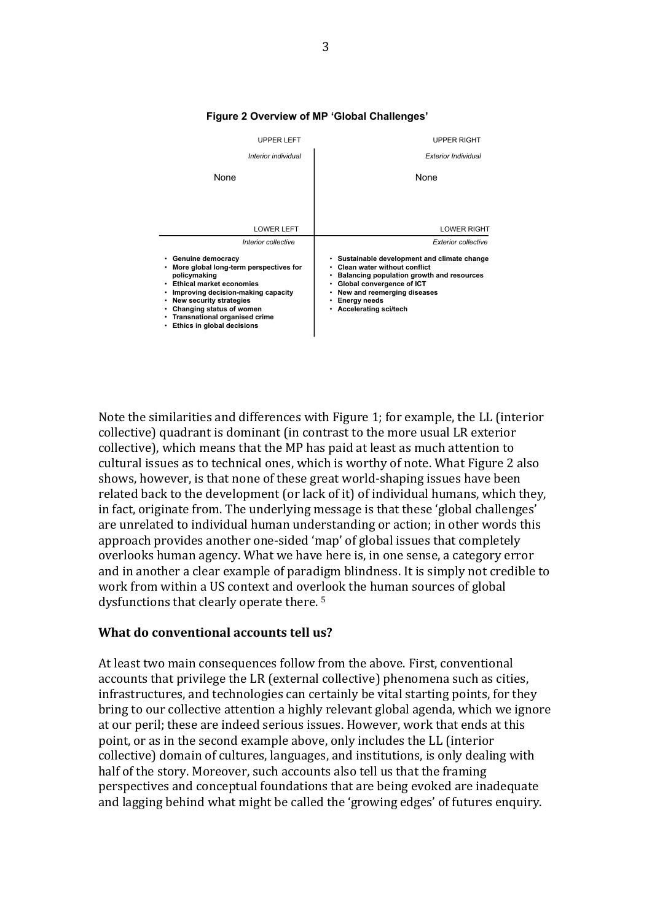**Figure 2 Overview of MP 'Global Challenges'**

| UPPER LEFT<br>*Interior individual* | UPPER RIGHT<br>*Exterior Individual* |
|---|---|
| None | None |
| **LOWER LEFT**<br>*Interior collective* | **LOWER RIGHT**<br>*Exterior collective* |
| • **Genuine democracy**<br>• **More global long-term perspectives for policymaking**<br>• **Ethical market economies**<br>• **Improving decision-making capacity**<br>• **New security strategies**<br>• **Changing status of women**<br>• **Transnational organised crime**<br>• **Ethics in global decisions** | • **Sustainable development and climate change**<br>• **Clean water without conflict**<br>• **Balancing population growth and resources**<br>• **Global convergence of ICT**<br>• **New and reemerging diseases**<br>• **Energy needs**<br>• **Accelerating sci/tech** |

Note the similarities and differences with Figure 1; for example, the LL (interior collective) quadrant is dominant (in contrast to the more usual LR exterior collective), which means that the MP has paid at least as much attention to cultural issues as to technical ones, which is worthy of note. What Figure 2 also shows, however, is that none of these great world-shaping issues have been related back to the development (or lack of it) of individual humans, which they, in fact, originate from. The underlying message is that these 'global challenges' are unrelated to individual human understanding or action; in other words this approach provides another one-sided 'map' of global issues that completely overlooks human agency. What we have here is, in one sense, a category error and in another a clear example of paradigm blindness. It is simply not credible to work from within a US context and overlook the human sources of global dysfunctions that clearly operate there. [5]

## What do conventional accounts tell us?

At least two main consequences follow from the above. First, conventional accounts that privilege the LR (external collective) phenomena such as cities, infrastructures, and technologies can certainly be vital starting points, for they bring to our collective attention a highly relevant global agenda, which we ignore at our peril; these are indeed serious issues. However, work that ends at this point, or as in the second example above, only includes the LL (interior collective) domain of cultures, languages, and institutions, is only dealing with half of the story. Moreover, such accounts also tell us that the framing perspectives and conceptual foundations that are being evoked are inadequate and lagging behind what might be called the 'growing edges' of futures enquiry.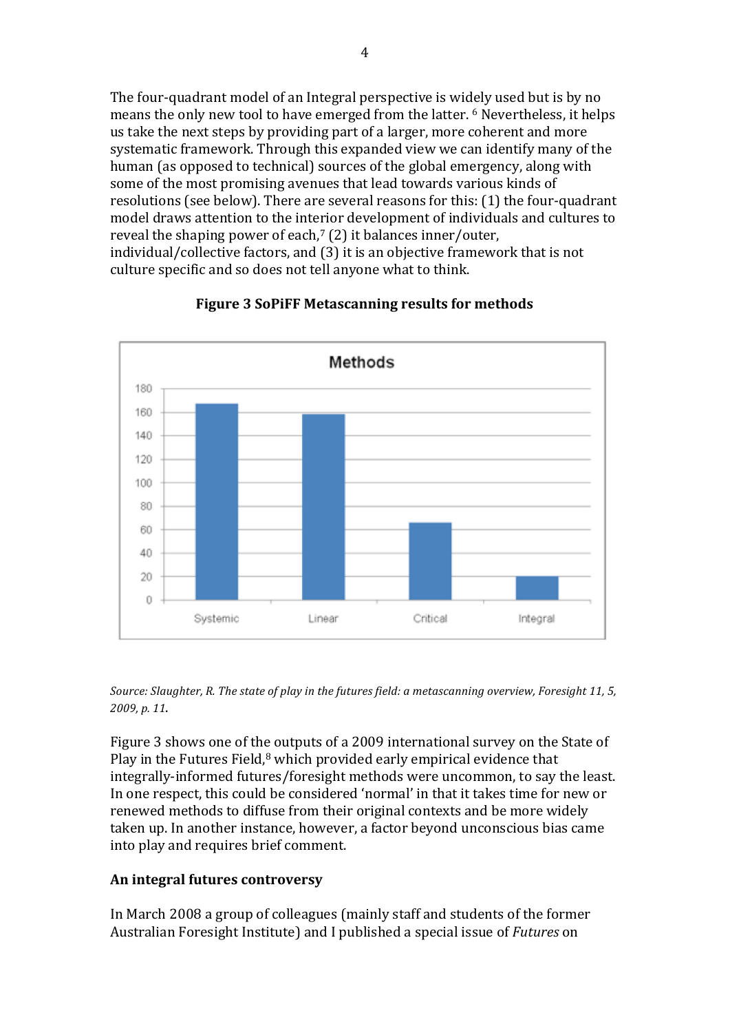The four-quadrant model of an Integral perspective is widely used but is by no means the only new tool to have emerged from the latter. [6] Nevertheless, it helps us take the next steps by providing part of a larger, more coherent and more systematic framework. Through this expanded view we can identify many of the human (as opposed to technical) sources of the global emergency, along with some of the most promising avenues that lead towards various kinds of resolutions (see below). There are several reasons for this: (1) the four-quadrant model draws attention to the interior development of individuals and cultures to reveal the shaping power of each,[7] (2) it balances inner/outer, individual/collective factors, and (3) it is an objective framework that is not culture specific and so does not tell anyone what to think.

**Figure 3 SoPiFF Metascanning results for methods**

*Source: Slaughter, R. The state of play in the futures field: a metascanning overview, Foresight 11, 5, 2009, p. 11.*

Figure 3 shows one of the outputs of a 2009 international survey on the State of Play in the Futures Field,[8] which provided early empirical evidence that integrally-informed futures/foresight methods were uncommon, to say the least. In one respect, this could be considered 'normal' in that it takes time for new or renewed methods to diffuse from their original contexts and be more widely taken up. In another instance, however, a factor beyond unconscious bias came into play and requires brief comment.

### An integral futures controversy

In March 2008 a group of colleagues (mainly staff and students of the former Australian Foresight Institute) and I published a special issue of *Futures* on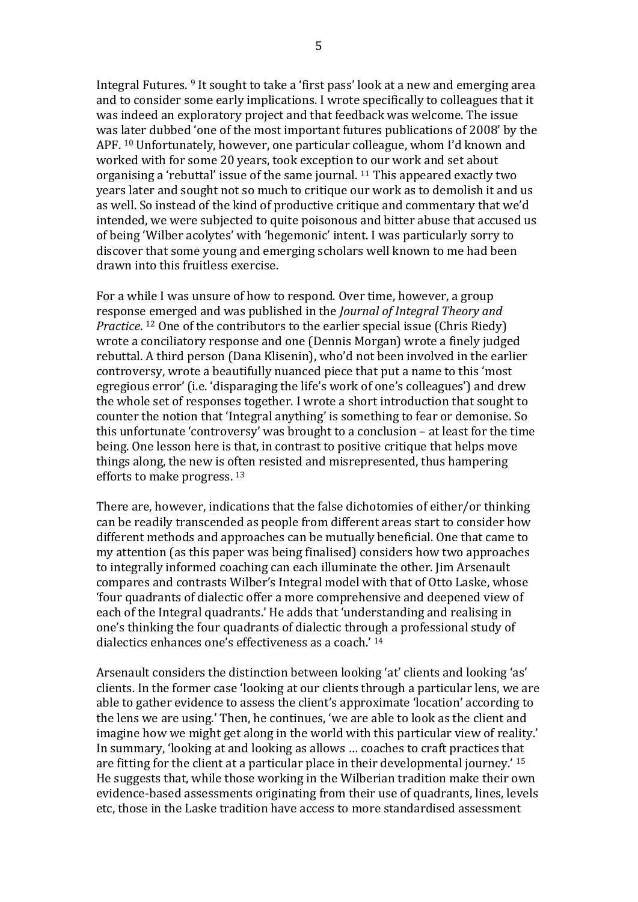Integral Futures. [9] It sought to take a 'first pass' look at a new and emerging area and to consider some early implications. I wrote specifically to colleagues that it was indeed an exploratory project and that feedback was welcome. The issue was later dubbed 'one of the most important futures publications of 2008' by the APF. [10] Unfortunately, however, one particular colleague, whom I'd known and worked with for some 20 years, took exception to our work and set about organising a 'rebuttal' issue of the same journal. [11] This appeared exactly two years later and sought not so much to critique our work as to demolish it and us as well. So instead of the kind of productive critique and commentary that we'd intended, we were subjected to quite poisonous and bitter abuse that accused us of being 'Wilber acolytes' with 'hegemonic' intent. I was particularly sorry to discover that some young and emerging scholars well known to me had been drawn into this fruitless exercise.

For a while I was unsure of how to respond. Over time, however, a group response emerged and was published in the *Journal of Integral Theory and Practice*. [12] One of the contributors to the earlier special issue (Chris Riedy) wrote a conciliatory response and one (Dennis Morgan) wrote a finely judged rebuttal. A third person (Dana Klisenin), who'd not been involved in the earlier controversy, wrote a beautifully nuanced piece that put a name to this 'most egregious error' (i.e. 'disparaging the life's work of one's colleagues') and drew the whole set of responses together. I wrote a short introduction that sought to counter the notion that 'Integral anything' is something to fear or demonise. So this unfortunate 'controversy' was brought to a conclusion – at least for the time being. One lesson here is that, in contrast to positive critique that helps move things along, the new is often resisted and misrepresented, thus hampering efforts to make progress. [13]

There are, however, indications that the false dichotomies of either/or thinking can be readily transcended as people from different areas start to consider how different methods and approaches can be mutually beneficial. One that came to my attention (as this paper was being finalised) considers how two approaches to integrally informed coaching can each illuminate the other. Jim Arsenault compares and contrasts Wilber's Integral model with that of Otto Laske, whose 'four quadrants of dialectic offer a more comprehensive and deepened view of each of the Integral quadrants.' He adds that 'understanding and realising in one's thinking the four quadrants of dialectic through a professional study of dialectics enhances one's effectiveness as a coach.' [14]

Arsenault considers the distinction between looking 'at' clients and looking 'as' clients. In the former case 'looking at our clients through a particular lens, we are able to gather evidence to assess the client's approximate 'location' according to the lens we are using.' Then, he continues, 'we are able to look as the client and imagine how we might get along in the world with this particular view of reality.' In summary, 'looking at and looking as allows … coaches to craft practices that are fitting for the client at a particular place in their developmental journey.' [15] He suggests that, while those working in the Wilberian tradition make their own evidence-based assessments originating from their use of quadrants, lines, levels etc, those in the Laske tradition have access to more standardised assessment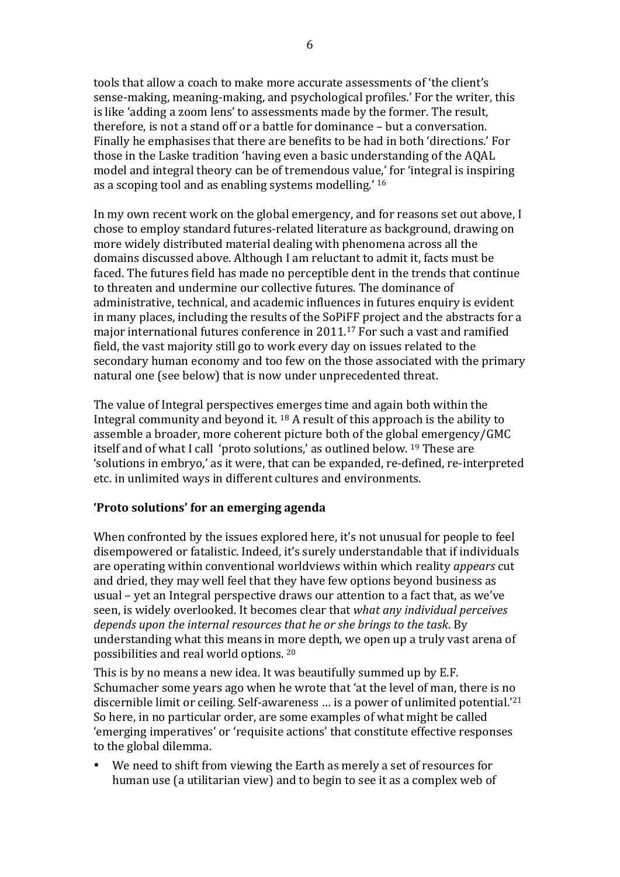tools that allow a coach to make more accurate assessments of 'the client's sense-making, meaning-making, and psychological profiles.' For the writer, this is like 'adding a zoom lens' to assessments made by the former. The result, therefore, is not a stand off or a battle for dominance – but a conversation. Finally he emphasises that there are benefits to be had in both 'directions.' For those in the Laske tradition 'having even a basic understanding of the AQAL model and integral theory can be of tremendous value,' for 'integral is inspiring as a scoping tool and as enabling systems modelling.' [16]

In my own recent work on the global emergency, and for reasons set out above, I chose to employ standard futures-related literature as background, drawing on more widely distributed material dealing with phenomena across all the domains discussed above. Although I am reluctant to admit it, facts must be faced. The futures field has made no perceptible dent in the trends that continue to threaten and undermine our collective futures. The dominance of administrative, technical, and academic influences in futures enquiry is evident in many places, including the results of the SoPiFF project and the abstracts for a major international futures conference in 2011.[17] For such a vast and ramified field, the vast majority still go to work every day on issues related to the secondary human economy and too few on the those associated with the primary natural one (see below) that is now under unprecedented threat.

The value of Integral perspectives emerges time and again both within the Integral community and beyond it. [18] A result of this approach is the ability to assemble a broader, more coherent picture both of the global emergency/GMC itself and of what I call 'proto solutions,' as outlined below. [19] These are 'solutions in embryo,' as it were, that can be expanded, re-defined, re-interpreted etc. in unlimited ways in different cultures and environments.

**'Proto solutions' for an emerging agenda**

When confronted by the issues explored here, it's not unusual for people to feel disempowered or fatalistic. Indeed, it's surely understandable that if individuals are operating within conventional worldviews within which reality *appears* cut and dried, they may well feel that they have few options beyond business as usual – yet an Integral perspective draws our attention to a fact that, as we've seen, is widely overlooked. It becomes clear that *what any individual perceives depends upon the internal resources that he or she brings to the task*. By understanding what this means in more depth, we open up a truly vast arena of possibilities and real world options. [20]

This is by no means a new idea. It was beautifully summed up by E.F. Schumacher some years ago when he wrote that 'at the level of man, there is no discernible limit or ceiling. Self-awareness … is a power of unlimited potential.'[21] So here, in no particular order, are some examples of what might be called 'emerging imperatives' or 'requisite actions' that constitute effective responses to the global dilemma.

- We need to shift from viewing the Earth as merely a set of resources for human use (a utilitarian view) and to begin to see it as a complex web of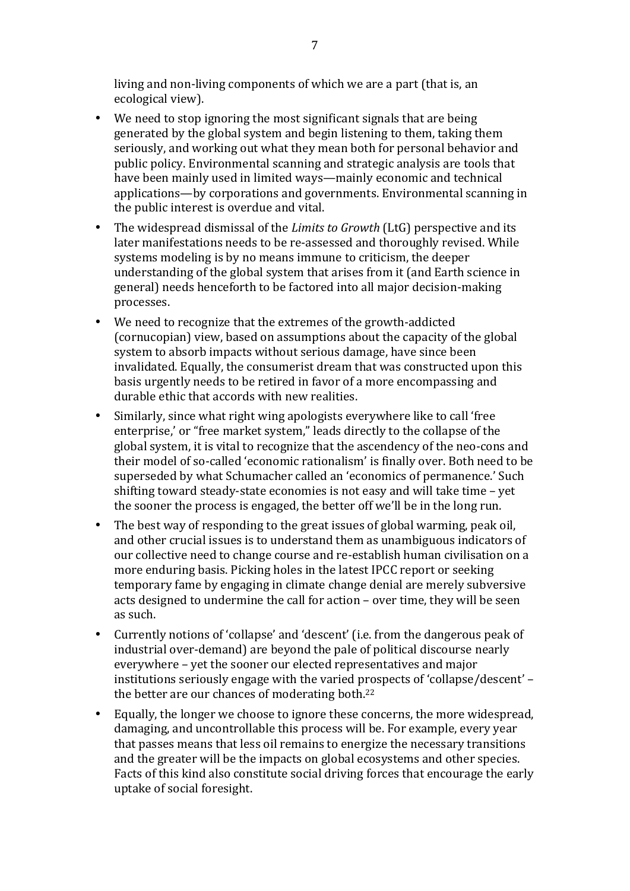living and non-living components of which we are a part (that is, an ecological view).

- We need to stop ignoring the most significant signals that are being generated by the global system and begin listening to them, taking them seriously, and working out what they mean both for personal behavior and public policy. Environmental scanning and strategic analysis are tools that have been mainly used in limited ways—mainly economic and technical applications—by corporations and governments. Environmental scanning in the public interest is overdue and vital.
- The widespread dismissal of the *Limits to Growth* (LtG) perspective and its later manifestations needs to be re-assessed and thoroughly revised. While systems modeling is by no means immune to criticism, the deeper understanding of the global system that arises from it (and Earth science in general) needs henceforth to be factored into all major decision-making processes.
- We need to recognize that the extremes of the growth-addicted (cornucopian) view, based on assumptions about the capacity of the global system to absorb impacts without serious damage, have since been invalidated. Equally, the consumerist dream that was constructed upon this basis urgently needs to be retired in favor of a more encompassing and durable ethic that accords with new realities.
- Similarly, since what right wing apologists everywhere like to call 'free enterprise,' or "free market system," leads directly to the collapse of the global system, it is vital to recognize that the ascendency of the neo-cons and their model of so-called 'economic rationalism' is finally over. Both need to be superseded by what Schumacher called an 'economics of permanence.' Such shifting toward steady-state economies is not easy and will take time – yet the sooner the process is engaged, the better off we'll be in the long run.
- The best way of responding to the great issues of global warming, peak oil, and other crucial issues is to understand them as unambiguous indicators of our collective need to change course and re-establish human civilisation on a more enduring basis. Picking holes in the latest IPCC report or seeking temporary fame by engaging in climate change denial are merely subversive acts designed to undermine the call for action – over time, they will be seen as such.
- Currently notions of 'collapse' and 'descent' (i.e. from the dangerous peak of industrial over-demand) are beyond the pale of political discourse nearly everywhere – yet the sooner our elected representatives and major institutions seriously engage with the varied prospects of 'collapse/descent' – the better are our chances of moderating both.[22]
- Equally, the longer we choose to ignore these concerns, the more widespread, damaging, and uncontrollable this process will be. For example, every year that passes means that less oil remains to energize the necessary transitions and the greater will be the impacts on global ecosystems and other species. Facts of this kind also constitute social driving forces that encourage the early uptake of social foresight.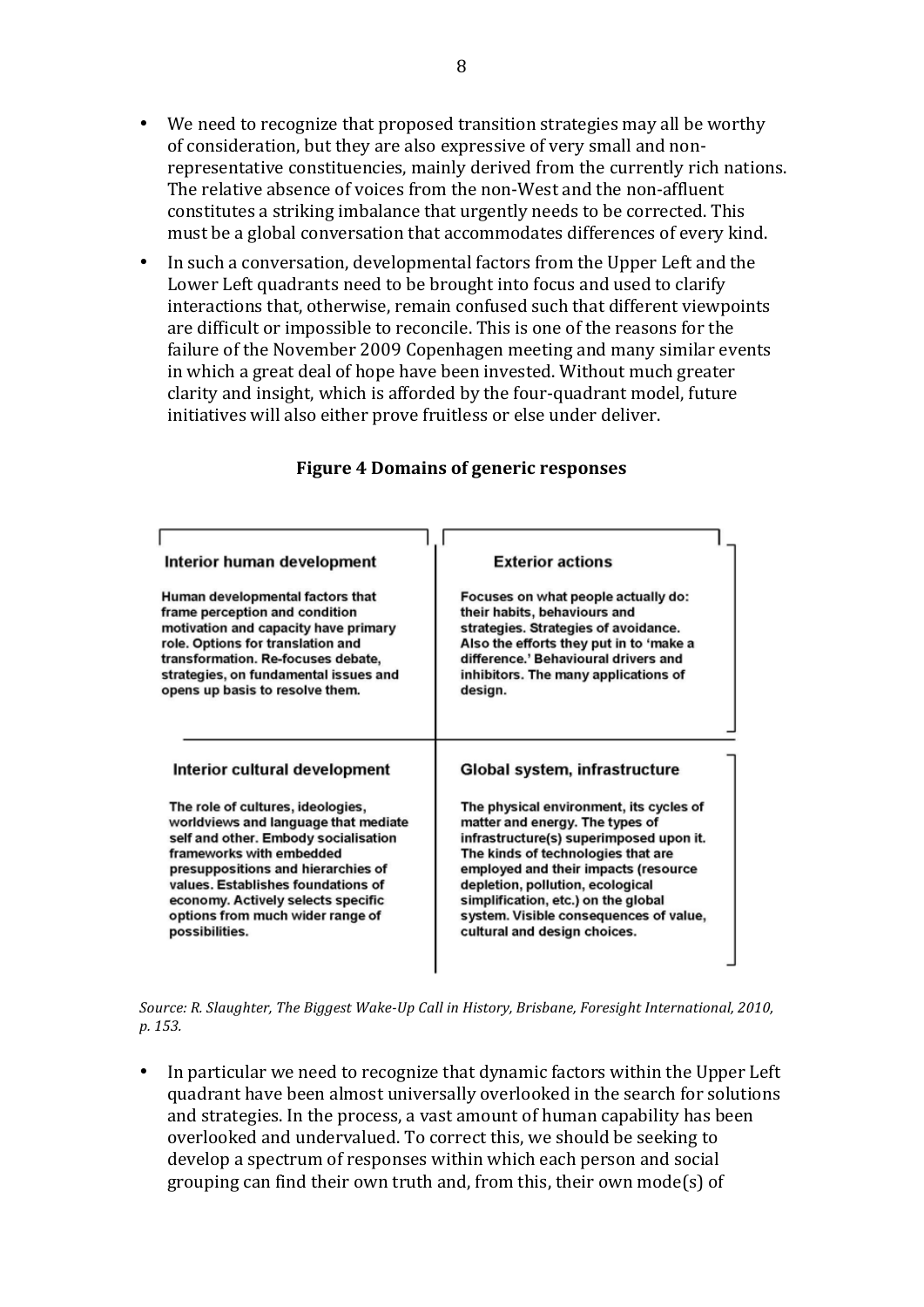- We need to recognize that proposed transition strategies may all be worthy of consideration, but they are also expressive of very small and non-representative constituencies, mainly derived from the currently rich nations. The relative absence of voices from the non-West and the non-affluent constitutes a striking imbalance that urgently needs to be corrected. This must be a global conversation that accommodates differences of every kind.
- In such a conversation, developmental factors from the Upper Left and the Lower Left quadrants need to be brought into focus and used to clarify interactions that, otherwise, remain confused such that different viewpoints are difficult or impossible to reconcile. This is one of the reasons for the failure of the November 2009 Copenhagen meeting and many similar events in which a great deal of hope have been invested. Without much greater clarity and insight, which is afforded by the four-quadrant model, future initiatives will also either prove fruitless or else under deliver.

**Figure 4 Domains of generic responses**

| **Interior human development** | **Exterior actions** |
|---|---|
| Human developmental factors that frame perception and condition motivation and capacity have primary role. Options for translation and transformation. Re-focuses debate, strategies, on fundamental issues and opens up basis to resolve them. | Focuses on what people actually do: their habits, behaviours and strategies. Strategies of avoidance. Also the efforts they put in to 'make a difference.' Behavioural drivers and inhibitors. The many applications of design. |
| **Interior cultural development** | **Global system, infrastructure** |
| The role of cultures, ideologies, worldviews and language that mediate self and other. Embody socialisation frameworks with embedded presuppositions and hierarchies of values. Establishes foundations of economy. Actively selects specific options from much wider range of possibilities. | The physical environment, its cycles of matter and energy. The types of infrastructure(s) superimposed upon it. The kinds of technologies that are employed and their impacts (resource depletion, pollution, ecological simplification, etc.) on the global system. Visible consequences of value, cultural and design choices. |

*Source: R. Slaughter, The Biggest Wake-Up Call in History, Brisbane, Foresight International, 2010, p. 153.*

- In particular we need to recognize that dynamic factors within the Upper Left quadrant have been almost universally overlooked in the search for solutions and strategies. In the process, a vast amount of human capability has been overlooked and undervalued. To correct this, we should be seeking to develop a spectrum of responses within which each person and social grouping can find their own truth and, from this, their own mode(s) of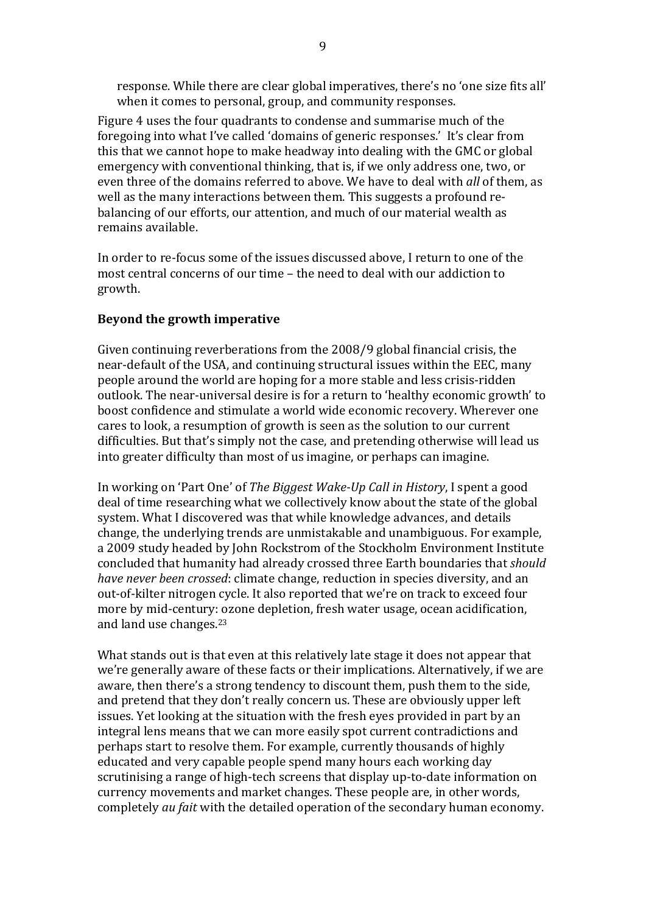response. While there are clear global imperatives, there's no 'one size fits all' when it comes to personal, group, and community responses.

Figure 4 uses the four quadrants to condense and summarise much of the foregoing into what I've called 'domains of generic responses.' It's clear from this that we cannot hope to make headway into dealing with the GMC or global emergency with conventional thinking, that is, if we only address one, two, or even three of the domains referred to above. We have to deal with *all* of them, as well as the many interactions between them. This suggests a profound re-balancing of our efforts, our attention, and much of our material wealth as remains available.

In order to re-focus some of the issues discussed above, I return to one of the most central concerns of our time – the need to deal with our addiction to growth.

**Beyond the growth imperative**

Given continuing reverberations from the 2008/9 global financial crisis, the near-default of the USA, and continuing structural issues within the EEC, many people around the world are hoping for a more stable and less crisis-ridden outlook. The near-universal desire is for a return to 'healthy economic growth' to boost confidence and stimulate a world wide economic recovery. Wherever one cares to look, a resumption of growth is seen as the solution to our current difficulties. But that's simply not the case, and pretending otherwise will lead us into greater difficulty than most of us imagine, or perhaps can imagine.

In working on 'Part One' of *The Biggest Wake-Up Call in History*, I spent a good deal of time researching what we collectively know about the state of the global system. What I discovered was that while knowledge advances, and details change, the underlying trends are unmistakable and unambiguous. For example, a 2009 study headed by John Rockstrom of the Stockholm Environment Institute concluded that humanity had already crossed three Earth boundaries that *should have never been crossed*: climate change, reduction in species diversity, and an out-of-kilter nitrogen cycle. It also reported that we're on track to exceed four more by mid-century: ozone depletion, fresh water usage, ocean acidification, and land use changes.[23]

What stands out is that even at this relatively late stage it does not appear that we're generally aware of these facts or their implications. Alternatively, if we are aware, then there's a strong tendency to discount them, push them to the side, and pretend that they don't really concern us. These are obviously upper left issues. Yet looking at the situation with the fresh eyes provided in part by an integral lens means that we can more easily spot current contradictions and perhaps start to resolve them. For example, currently thousands of highly educated and very capable people spend many hours each working day scrutinising a range of high-tech screens that display up-to-date information on currency movements and market changes. These people are, in other words, completely *au fait* with the detailed operation of the secondary human economy.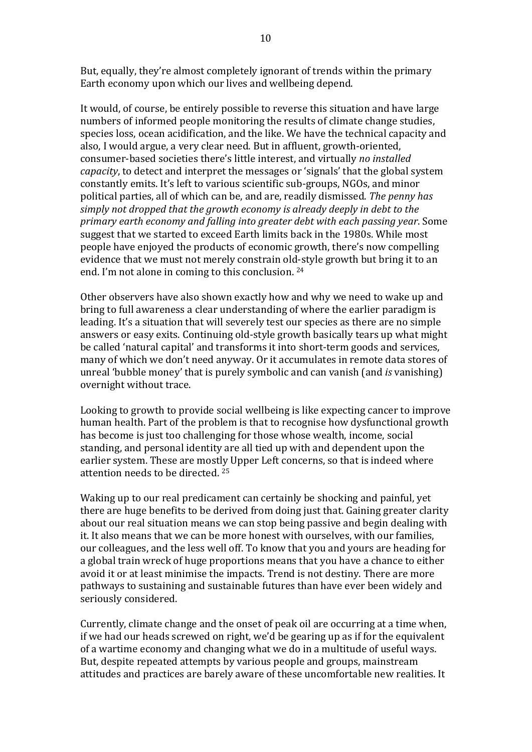But, equally, they're almost completely ignorant of trends within the primary Earth economy upon which our lives and wellbeing depend.

It would, of course, be entirely possible to reverse this situation and have large numbers of informed people monitoring the results of climate change studies, species loss, ocean acidification, and the like. We have the technical capacity and also, I would argue, a very clear need. But in affluent, growth-oriented, consumer-based societies there's little interest, and virtually *no installed capacity*, to detect and interpret the messages or 'signals' that the global system constantly emits. It's left to various scientific sub-groups, NGOs, and minor political parties, all of which can be, and are, readily dismissed. *The penny has simply not dropped that the growth economy is already deeply in debt to the primary earth economy and falling into greater debt with each passing year*. Some suggest that we started to exceed Earth limits back in the 1980s. While most people have enjoyed the products of economic growth, there's now compelling evidence that we must not merely constrain old-style growth but bring it to an end. I'm not alone in coming to this conclusion. [24]

Other observers have also shown exactly how and why we need to wake up and bring to full awareness a clear understanding of where the earlier paradigm is leading. It's a situation that will severely test our species as there are no simple answers or easy exits. Continuing old-style growth basically tears up what might be called 'natural capital' and transforms it into short-term goods and services, many of which we don't need anyway. Or it accumulates in remote data stores of unreal 'bubble money' that is purely symbolic and can vanish (and *is* vanishing) overnight without trace.

Looking to growth to provide social wellbeing is like expecting cancer to improve human health. Part of the problem is that to recognise how dysfunctional growth has become is just too challenging for those whose wealth, income, social standing, and personal identity are all tied up with and dependent upon the earlier system. These are mostly Upper Left concerns, so that is indeed where attention needs to be directed. [25]

Waking up to our real predicament can certainly be shocking and painful, yet there are huge benefits to be derived from doing just that. Gaining greater clarity about our real situation means we can stop being passive and begin dealing with it. It also means that we can be more honest with ourselves, with our families, our colleagues, and the less well off. To know that you and yours are heading for a global train wreck of huge proportions means that you have a chance to either avoid it or at least minimise the impacts. Trend is not destiny. There are more pathways to sustaining and sustainable futures than have ever been widely and seriously considered.

Currently, climate change and the onset of peak oil are occurring at a time when, if we had our heads screwed on right, we'd be gearing up as if for the equivalent of a wartime economy and changing what we do in a multitude of useful ways. But, despite repeated attempts by various people and groups, mainstream attitudes and practices are barely aware of these uncomfortable new realities. It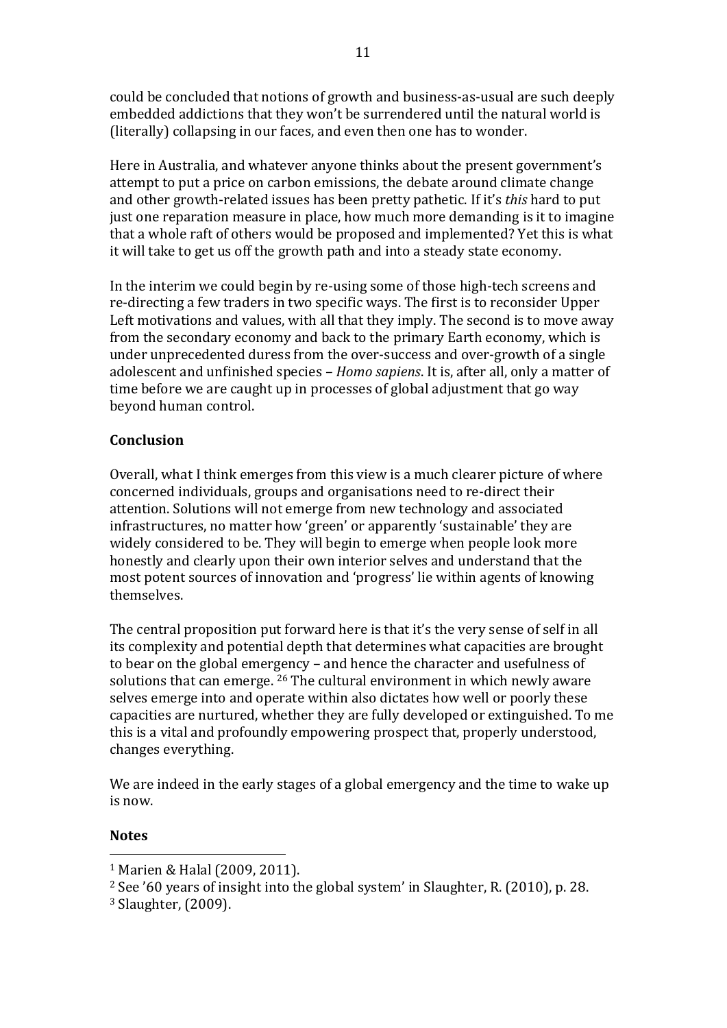could be concluded that notions of growth and business-as-usual are such deeply embedded addictions that they won't be surrendered until the natural world is (literally) collapsing in our faces, and even then one has to wonder.

Here in Australia, and whatever anyone thinks about the present government's attempt to put a price on carbon emissions, the debate around climate change and other growth-related issues has been pretty pathetic. If it's *this* hard to put just one reparation measure in place, how much more demanding is it to imagine that a whole raft of others would be proposed and implemented? Yet this is what it will take to get us off the growth path and into a steady state economy.

In the interim we could begin by re-using some of those high-tech screens and re-directing a few traders in two specific ways. The first is to reconsider Upper Left motivations and values, with all that they imply. The second is to move away from the secondary economy and back to the primary Earth economy, which is under unprecedented duress from the over-success and over-growth of a single adolescent and unfinished species – *Homo sapiens*. It is, after all, only a matter of time before we are caught up in processes of global adjustment that go way beyond human control.

## Conclusion

Overall, what I think emerges from this view is a much clearer picture of where concerned individuals, groups and organisations need to re-direct their attention. Solutions will not emerge from new technology and associated infrastructures, no matter how 'green' or apparently 'sustainable' they are widely considered to be. They will begin to emerge when people look more honestly and clearly upon their own interior selves and understand that the most potent sources of innovation and 'progress' lie within agents of knowing themselves.

The central proposition put forward here is that it's the very sense of self in all its complexity and potential depth that determines what capacities are brought to bear on the global emergency – and hence the character and usefulness of solutions that can emerge. [26] The cultural environment in which newly aware selves emerge into and operate within also dictates how well or poorly these capacities are nurtured, whether they are fully developed or extinguished. To me this is a vital and profoundly empowering prospect that, properly understood, changes everything.

We are indeed in the early stages of a global emergency and the time to wake up is now.

## Notes

[1] Marien & Halal (2009, 2011).

[2] See '60 years of insight into the global system' in Slaughter, R. (2010), p. 28.

[3] Slaughter, (2009).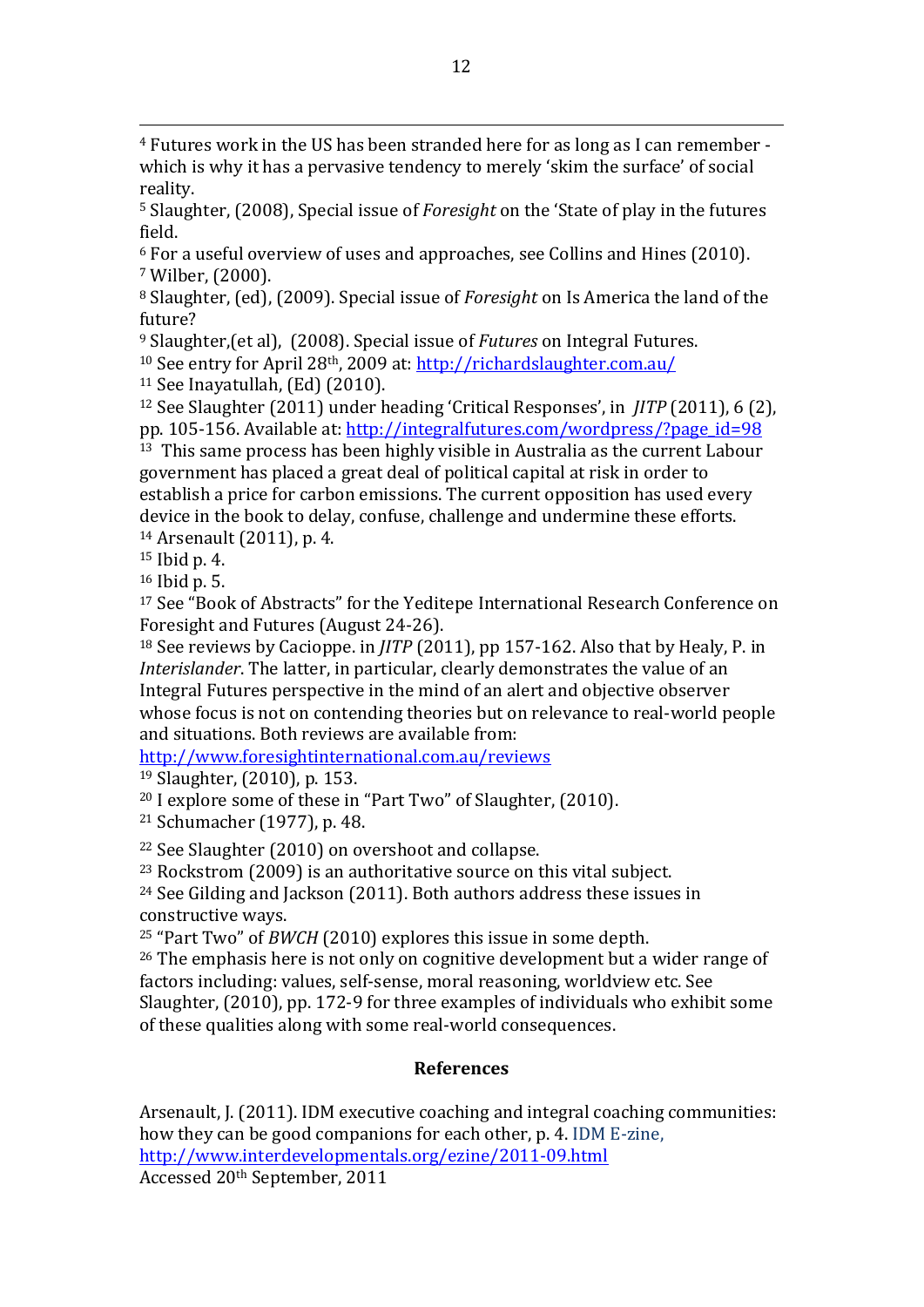[4] Futures work in the US has been stranded here for as long as I can remember - which is why it has a pervasive tendency to merely 'skim the surface' of social reality.

[5] Slaughter, (2008), Special issue of *Foresight* on the 'State of play in the futures field.

[6] For a useful overview of uses and approaches, see Collins and Hines (2010).

[7] Wilber, (2000).

[8] Slaughter, (ed), (2009). Special issue of *Foresight* on Is America the land of the future?

[9] Slaughter,(et al), (2008). Special issue of *Futures* on Integral Futures.

[10] See entry for April 28th, 2009 at: http://richardslaughter.com.au/

[11] See Inayatullah, (Ed) (2010).

[12] See Slaughter (2011) under heading 'Critical Responses', in *JITP* (2011), 6 (2), pp. 105-156. Available at: http://integralfutures.com/wordpress/?page_id=98

[13] This same process has been highly visible in Australia as the current Labour government has placed a great deal of political capital at risk in order to establish a price for carbon emissions. The current opposition has used every device in the book to delay, confuse, challenge and undermine these efforts.

[14] Arsenault (2011), p. 4.

[15] Ibid p. 4.

[16] Ibid p. 5.

[17] See "Book of Abstracts" for the Yeditepe International Research Conference on Foresight and Futures (August 24-26).

[18] See reviews by Cacioppe. in *JITP* (2011), pp 157-162. Also that by Healy, P. in *Interislander*. The latter, in particular, clearly demonstrates the value of an Integral Futures perspective in the mind of an alert and objective observer whose focus is not on contending theories but on relevance to real-world people and situations. Both reviews are available from: http://www.foresightinternational.com.au/reviews

[19] Slaughter, (2010), p. 153.

[20] I explore some of these in "Part Two" of Slaughter, (2010).

[21] Schumacher (1977), p. 48.

[22] See Slaughter (2010) on overshoot and collapse.

[23] Rockstrom (2009) is an authoritative source on this vital subject.

[24] See Gilding and Jackson (2011). Both authors address these issues in constructive ways.

[25] "Part Two" of *BWCH* (2010) explores this issue in some depth.

[26] The emphasis here is not only on cognitive development but a wider range of factors including: values, self-sense, moral reasoning, worldview etc. See Slaughter, (2010), pp. 172-9 for three examples of individuals who exhibit some of these qualities along with some real-world consequences.

## References

Arsenault, J. (2011). IDM executive coaching and integral coaching communities: how they can be good companions for each other, p. 4. IDM E-zine, http://www.interdevelopmentals.org/ezine/2011-09.html
Accessed 20th September, 2011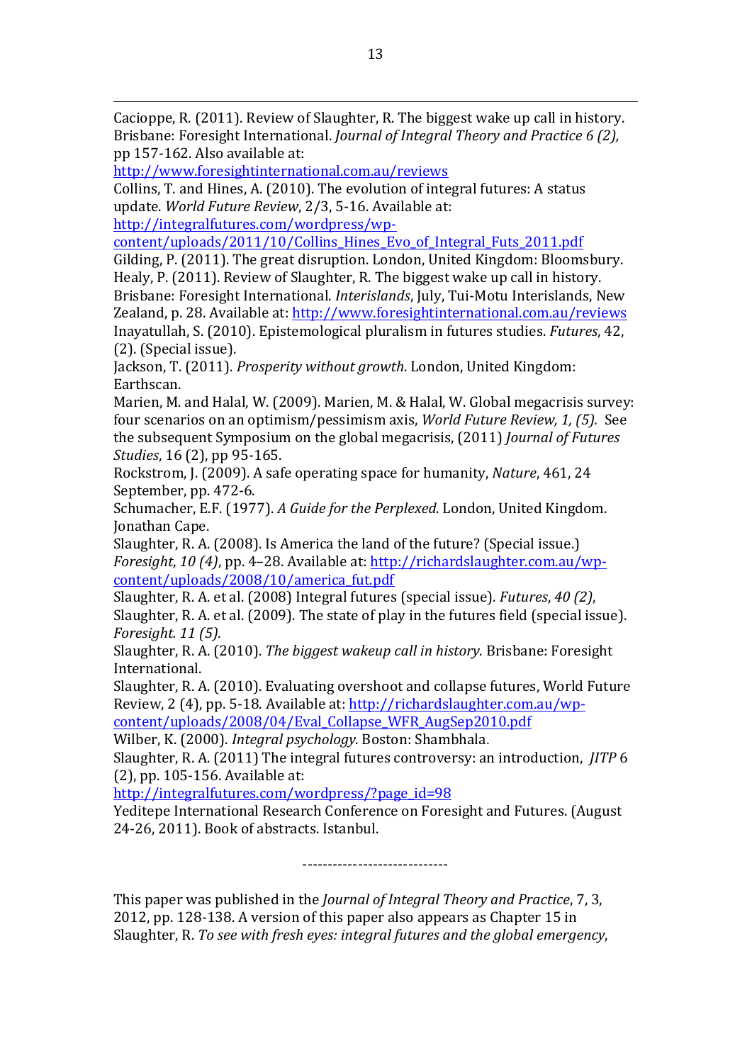Cacioppe, R. (2011). Review of Slaughter, R. The biggest wake up call in history. Brisbane: Foresight International. *Journal of Integral Theory and Practice 6 (2),* pp 157-162. Also available at: http://www.foresightinternational.com.au/reviews

Collins, T. and Hines, A. (2010). The evolution of integral futures: A status update. *World Future Review*, 2/3, 5-16. Available at: http://integralfutures.com/wordpress/wp-content/uploads/2011/10/Collins_Hines_Evo_of_Integral_Futs_2011.pdf

Gilding, P. (2011). The great disruption. London, United Kingdom: Bloomsbury.

Healy, P. (2011). Review of Slaughter, R. The biggest wake up call in history. Brisbane: Foresight International. *Interislands*, July, Tui-Motu Interislands, New Zealand, p. 28. Available at: http://www.foresightinternational.com.au/reviews

Inayatullah, S. (2010). Epistemological pluralism in futures studies. *Futures*, 42, (2). (Special issue).

Jackson, T. (2011). *Prosperity without growth*. London, United Kingdom: Earthscan.

Marien, M. and Halal, W. (2009). Marien, M. & Halal, W. Global megacrisis survey: four scenarios on an optimism/pessimism axis, *World Future Review, 1, (5).* See the subsequent Symposium on the global megacrisis, (2011) *Journal of Futures Studies*, 16 (2), pp 95-165.

Rockstrom, J. (2009). A safe operating space for humanity, *Nature*, 461, 24 September, pp. 472-6.

Schumacher, E.F. (1977). *A Guide for the Perplexed*. London, United Kingdom. Jonathan Cape.

Slaughter, R. A. (2008). Is America the land of the future? (Special issue.) *Foresight*, *10 (4)*, pp. 4–28. Available at: http://richardslaughter.com.au/wp-content/uploads/2008/10/america_fut.pdf

Slaughter, R. A. et al. (2008) Integral futures (special issue). *Futures*, *40 (2)*,

Slaughter, R. A. et al. (2009). The state of play in the futures field (special issue). *Foresight. 11 (5).*

Slaughter, R. A. (2010). *The biggest wakeup call in history*. Brisbane: Foresight International.

Slaughter, R. A. (2010). Evaluating overshoot and collapse futures, World Future Review, 2 (4), pp. 5-18. Available at: http://richardslaughter.com.au/wp-content/uploads/2008/04/Eval_Collapse_WFR_AugSep2010.pdf

Wilber, K. (2000). *Integral psychology*. Boston: Shambhala.

Slaughter, R. A. (2011) The integral futures controversy: an introduction, *JITP* 6 (2), pp. 105-156. Available at: http://integralfutures.com/wordpress/?page_id=98

Yeditepe International Research Conference on Foresight and Futures. (August 24-26, 2011). Book of abstracts. Istanbul.

-----------------------------

This paper was published in the *Journal of Integral Theory and Practice*, 7, 3, 2012, pp. 128-138. A version of this paper also appears as Chapter 15 in Slaughter, R. *To see with fresh eyes: integral futures and the global emergency*,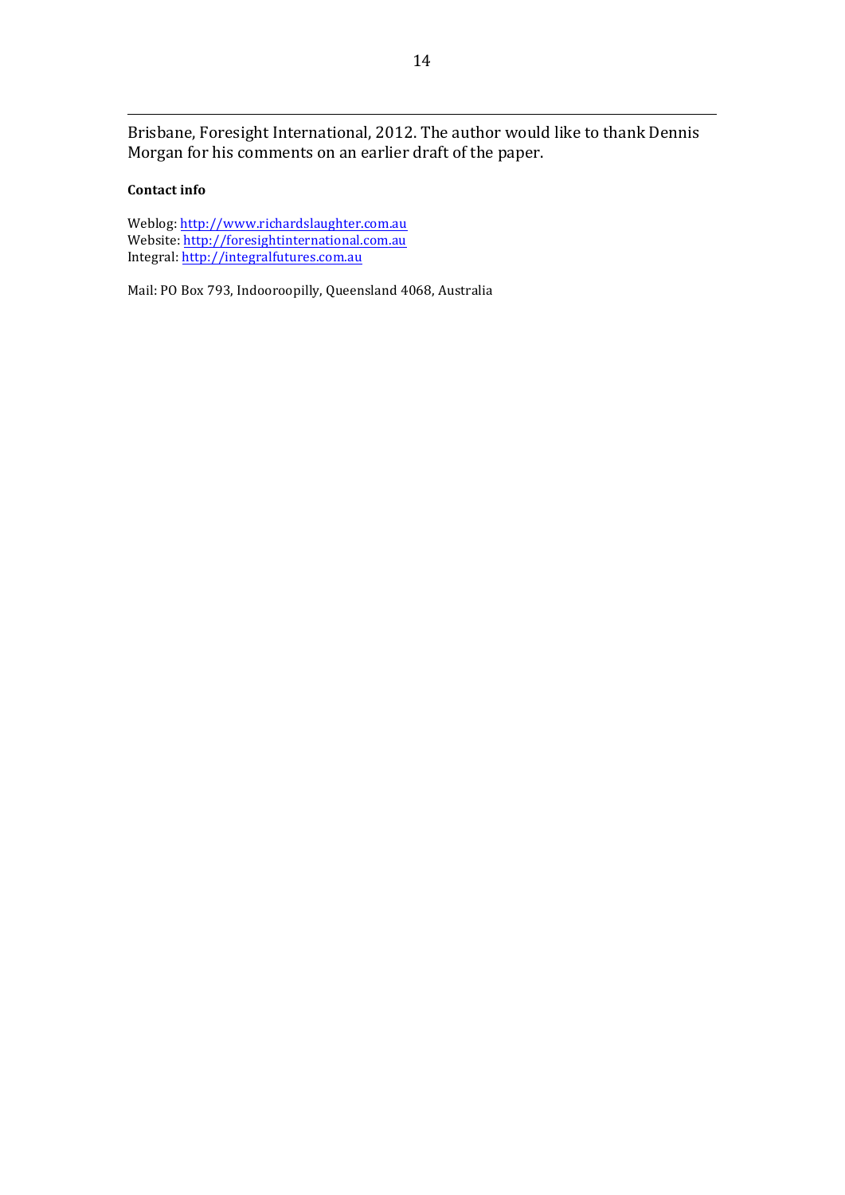Brisbane, Foresight International, 2012. The author would like to thank Dennis Morgan for his comments on an earlier draft of the paper.

**Contact info**

Weblog: http://www.richardslaughter.com.au
Website: http://foresightinternational.com.au
Integral: http://integralfutures.com.au

Mail: PO Box 793, Indooroopilly, Queensland 4068, Australia